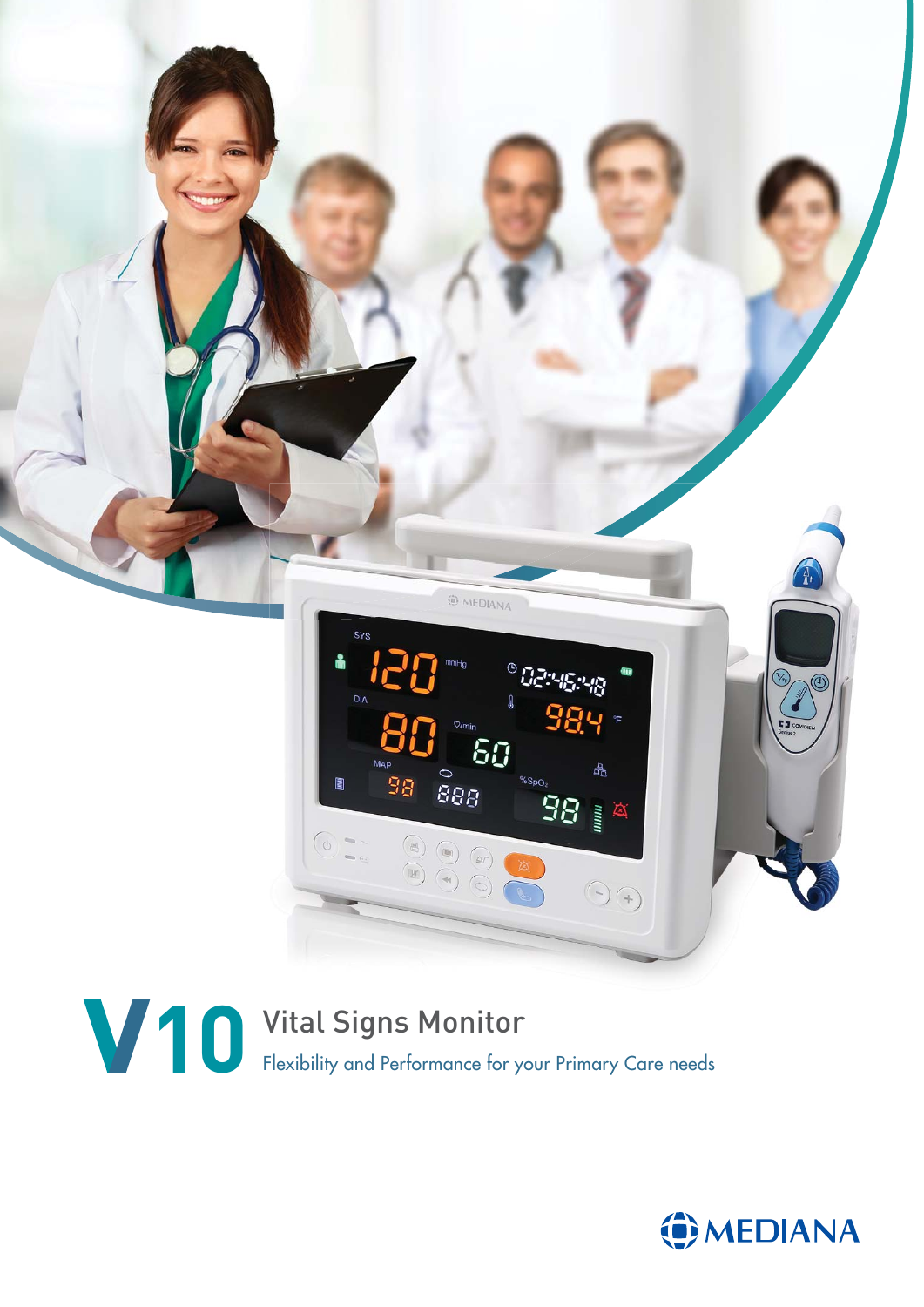# V10 Vital Signs Monitor

Flexibility and Performance for your Primary Care needs

MEDIANA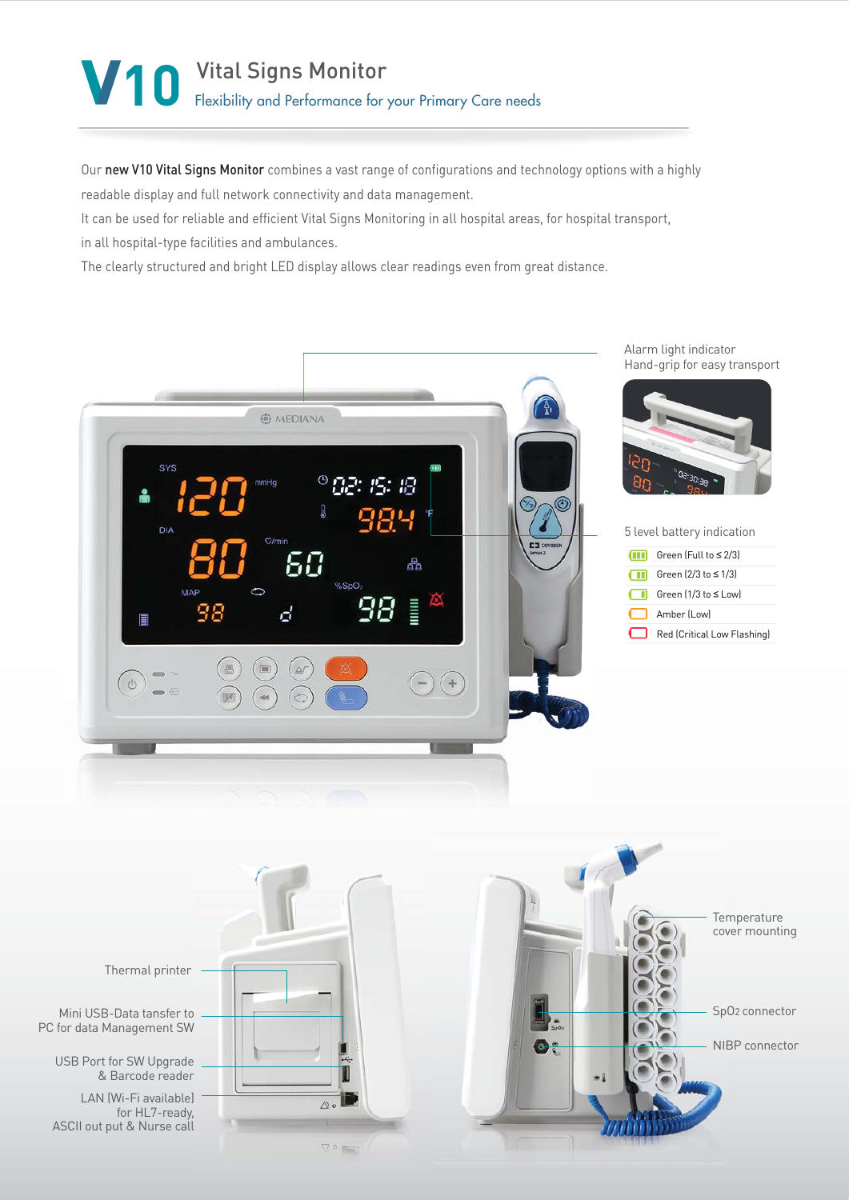# V10 Vital Signs Monitor

## Flexibility and Performance for your Primary Care needs

Our **new V10 Vital Signs Monitor** combines a vast range of configurations and technology options with a highly readable display and full network connectivity and data management.

It can be used for reliable and efficient Vital Signs Monitoring in all hospital areas, for hospital transport, in all hospital-type facilities and ambulances.

The clearly structured and bright LED display allows clear readings even from great distance.

Alarm light indicator
Hand-grip for easy transport

5 level battery indication

- Green (Full to ≤ 2/3)
- Green (2/3 to ≤ 1/3)
- Green (1/3 to ≤ Low)
- Amber (Low)
- Red (Critical Low Flashing)

Thermal printer

Mini USB-Data tansfer to PC for data Management SW

USB Port for SW Upgrade & Barcode reader

LAN (Wi-Fi available) for HL7-ready, ASCII out put & Nurse call

Temperature cover mounting

SpO2 connector

NIBP connector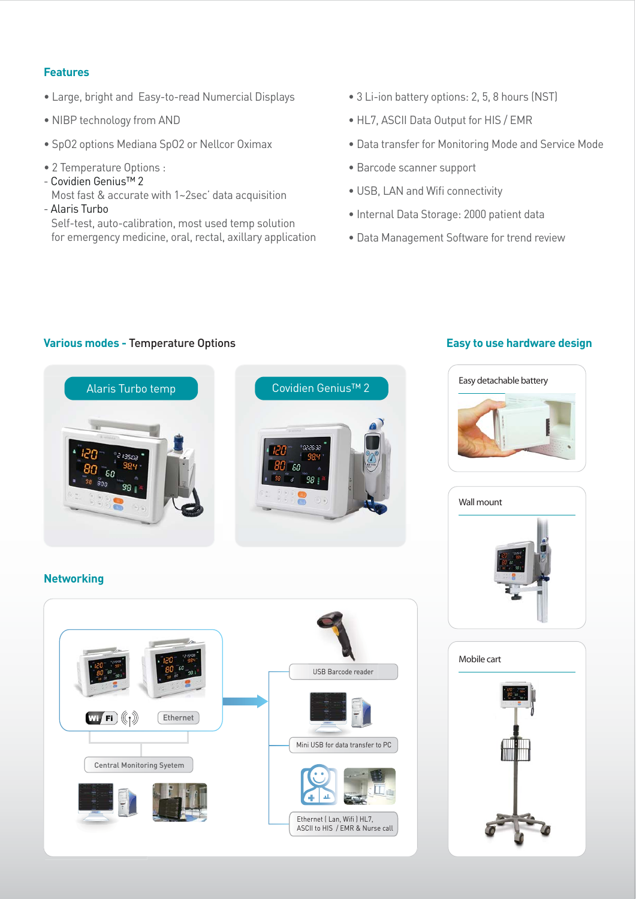## Features

- Large, bright and Easy-to-read Numercial Displays
- NIBP technology from AND
- SpO2 options Mediana SpO2 or Nellcor Oximax
- 2 Temperature Options :
  - Covidien Genius™ 2
    Most fast & accurate with 1~2sec' data acquisition
  - Alaris Turbo
    Self-test, auto-calibration, most used temp solution for emergency medicine, oral, rectal, axillary application
- 3 Li-ion battery options: 2, 5, 8 hours (NST)
- HL7, ASCII Data Output for HIS / EMR
- Data transfer for Monitoring Mode and Service Mode
- Barcode scanner support
- USB, LAN and Wifi connectivity
- Internal Data Storage: 2000 patient data
- Data Management Software for trend review

## Various modes - Temperature Options

Alaris Turbo temp

Covidien Genius™ 2

## Easy to use hardware design

Easy detachable battery

Wall mount

Mobile cart

## Networking

Wi Fi

Ethernet

Central Monitoring Syetem

USB Barcode reader

Mini USB for data transfer to PC

Ethernet ( Lan, Wifi ) HL7, ASCII to HIS / EMR & Nurse call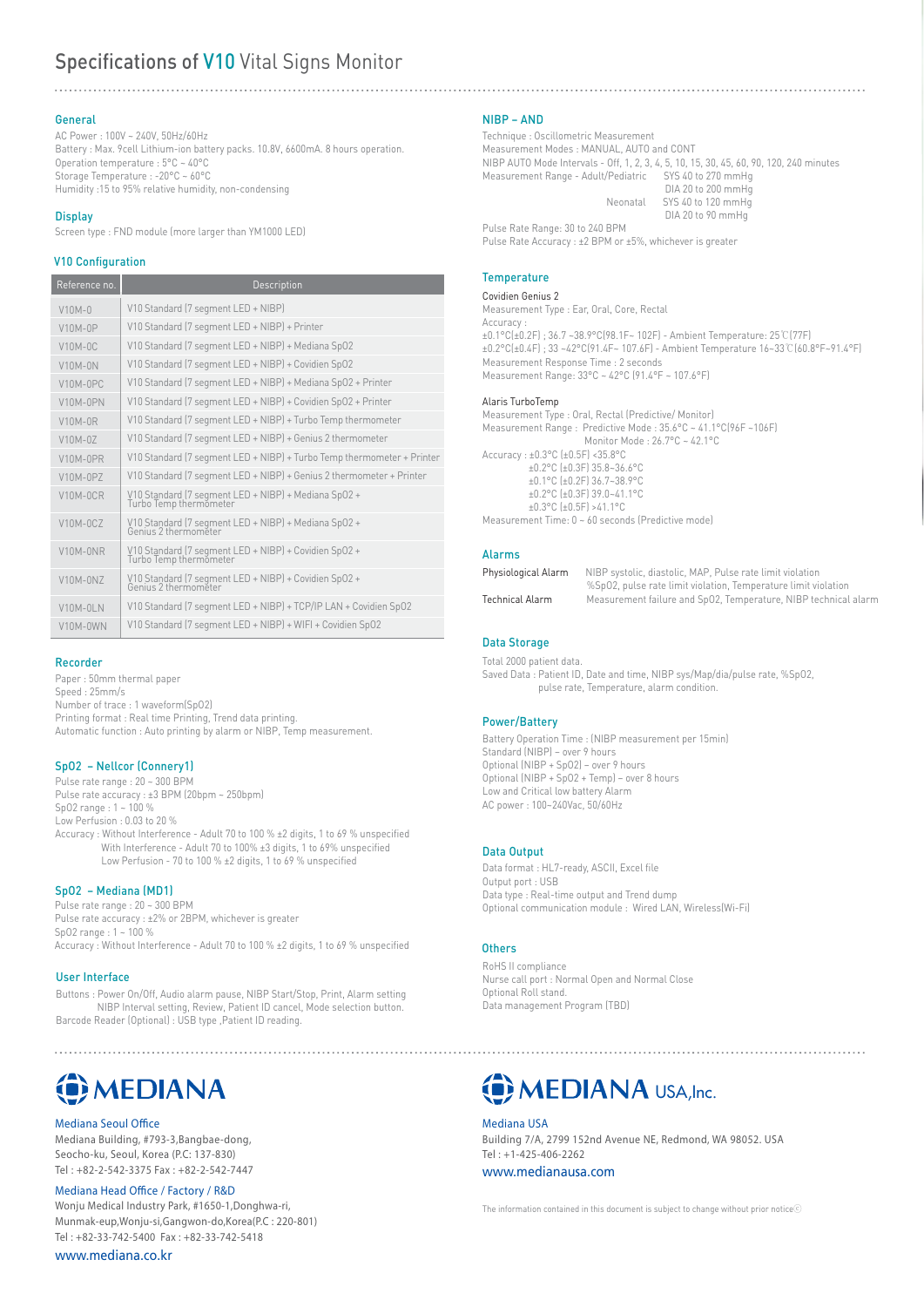# Specifications of V10 Vital Signs Monitor

## General

AC Power : 100V ~ 240V, 50Hz/60Hz
Battery : Max. 9cell Lithium-ion battery packs. 10.8V, 6600mA. 8 hours operation.
Operation temperature : 5°C ~ 40°C
Storage Temperature : -20°C ~ 60°C
Humidity :15 to 95% relative humidity, non-condensing

## Display

Screen type : FND module (more larger than YM1000 LED)

## V10 Configuration

| Reference no. | Description |
|---|---|
| V10M-0 | V10 Standard (7 segment LED + NIBP) |
| V10M-0P | V10 Standard (7 segment LED + NIBP) + Printer |
| V10M-0C | V10 Standard (7 segment LED + NIBP) + Mediana SpO2 |
| V10M-0N | V10 Standard (7 segment LED + NIBP) + Covidien SpO2 |
| V10M-0PC | V10 Standard (7 segment LED + NIBP) + Mediana SpO2 + Printer |
| V10M-0PN | V10 Standard (7 segment LED + NIBP) + Covidien SpO2 + Printer |
| V10M-0R | V10 Standard (7 segment LED + NIBP) + Turbo Temp thermometer |
| V10M-0Z | V10 Standard (7 segment LED + NIBP) + Genius 2 thermometer |
| V10M-0PR | V10 Standard (7 segment LED + NIBP) + Turbo Temp thermometer + Printer |
| V10M-0PZ | V10 Standard (7 segment LED + NIBP) + Genius 2 thermometer + Printer |
| V10M-0CR | V10 Standard (7 segment LED + NIBP) + Mediana SpO2 + Turbo Temp thermometer |
| V10M-0CZ | V10 Standard (7 segment LED + NIBP) + Mediana SpO2 + Genius 2 thermometer |
| V10M-0NR | V10 Standard (7 segment LED + NIBP) + Covidien SpO2 + Turbo Temp thermometer |
| V10M-0NZ | V10 Standard (7 segment LED + NIBP) + Covidien SpO2 + Genius 2 thermometer |
| V10M-0LN | V10 Standard (7 segment LED + NIBP) + TCP/IP LAN + Covidien SpO2 |
| V10M-0WN | V10 Standard (7 segment LED + NIBP) + WIFI + Covidien SpO2 |

## Recorder

Paper : 50mm thermal paper
Speed : 25mm/s
Number of trace : 1 waveform(SpO2)
Printing format : Real time Printing, Trend data printing.
Automatic function : Auto printing by alarm or NIBP, Temp measurement.

## SpO2 – Nellcor (Connery1)

Pulse rate range : 20 ~ 300 BPM
Pulse rate accuracy : ±3 BPM (20bpm ~ 250bpm)
SpO2 range : 1 ~ 100 %
Low Perfusion : 0.03 to 20 %
Accuracy : Without Interference - Adult 70 to 100 % ±2 digits, 1 to 69 % unspecified
With Interference - Adult 70 to 100% ±3 digits, 1 to 69% unspecified
Low Perfusion - 70 to 100 % ±2 digits, 1 to 69 % unspecified

## SpO2 – Mediana (MD1)

Pulse rate range : 20 ~ 300 BPM
Pulse rate accuracy : ±2% or 2BPM, whichever is greater
SpO2 range : 1 ~ 100 %
Accuracy : Without Interference - Adult 70 to 100 % ±2 digits, 1 to 69 % unspecified

## User Interface

Buttons : Power On/Off, Audio alarm pause, NIBP Start/Stop, Print, Alarm setting
NIBP Interval setting, Review, Patient ID cancel, Mode selection button.
Barcode Reader (Optional) : USB type ,Patient ID reading.

## NIBP – AND

Technique : Oscillometric Measurement
Measurement Modes : MANUAL, AUTO and CONT
NIBP AUTO Mode Intervals - Off, 1, 2, 3, 4, 5, 10, 15, 30, 45, 60, 90, 120, 240 minutes
Measurement Range - Adult/Pediatric SYS 40 to 270 mmHg
DIA 20 to 200 mmHg
Neonatal SYS 40 to 120 mmHg
DIA 20 to 90 mmHg

Pulse Rate Range: 30 to 240 BPM
Pulse Rate Accuracy : ±2 BPM or ±5%, whichever is greater

## Temperature

### Covidien Genius 2

Measurement Type : Ear, Oral, Core, Rectal
Accuracy :
±0.1°C(±0.2F) ; 36.7 ~38.9°C(98.1F~ 102F) - Ambient Temperature: 25℃(77F)
±0.2°C(±0.4F) ; 33 ~42°C(91.4F~ 107.6F) - Ambient Temperature 16~33℃(60.8°F~91.4°F)
Measurement Response Time : 2 seconds
Measurement Range: 33°C ~ 42°C (91.4°F ~ 107.6°F)

### Alaris TurboTemp

Measurement Type : Oral, Rectal (Predictive/ Monitor)
Measurement Range : Predictive Mode : 35.6°C ~ 41.1°C(96F ~106F)
Monitor Mode : 26.7°C ~ 42.1°C
Accuracy : ±0.3°C (±0.5F) <35.8°C
±0.2°C (±0.3F) 35.8~36.6°C
±0.1°C (±0.2F) 36.7~38.9°C
±0.2°C (±0.3F) 39.0~41.1°C
±0.3°C (±0.5F) >41.1°C
Measurement Time: 0 ~ 60 seconds (Predictive mode)

## Alarms

| | |
|---|---|
| Physiological Alarm | NIBP systolic, diastolic, MAP, Pulse rate limit violation %SpO2, pulse rate limit violation, Temperature limit violation |
| Technical Alarm | Measurement failure and SpO2, Temperature, NIBP technical alarm |

## Data Storage

Total 2000 patient data.
Saved Data : Patient ID, Date and time, NIBP sys/Map/dia/pulse rate, %SpO2,
pulse rate, Temperature, alarm condition.

## Power/Battery

Battery Operation Time : (NIBP measurement per 15min)
Standard (NIBP) – over 9 hours
Optional (NIBP + SpO2) – over 9 hours
Optional (NIBP + SpO2 + Temp) – over 8 hours
Low and Critical low battery Alarm
AC power : 100~240Vac, 50/60Hz

## Data Output

Data format : HL7-ready, ASCII, Excel file
Output port : USB
Data type : Real-time output and Trend dump
Optional communication module : Wired LAN, Wireless(Wi-Fi)

## Others

RoHS II compliance
Nurse call port : Normal Open and Normal Close
Optional Roll stand.
Data management Program (TBD)

MEDIANA

Mediana Seoul Office
Mediana Building, #793-3,Bangbae-dong,
Seocho-ku, Seoul, Korea (P.C: 137-830)
Tel : +82-2-542-3375 Fax : +82-2-542-7447

Mediana Head Office / Factory / R&D
Wonju Medical Industry Park, #1650-1,Donghwa-ri,
Munmak-eup,Wonju-si,Gangwon-do,Korea(P.C : 220-801)
Tel : +82-33-742-5400 Fax : +82-33-742-5418

www.mediana.co.kr

MEDIANA USA,Inc.

Mediana USA
Building 7/A, 2799 152nd Avenue NE, Redmond, WA 98052. USA
Tel : +1-425-406-2262

www.medianausa.com

The information contained in this document is subject to change without prior notice©